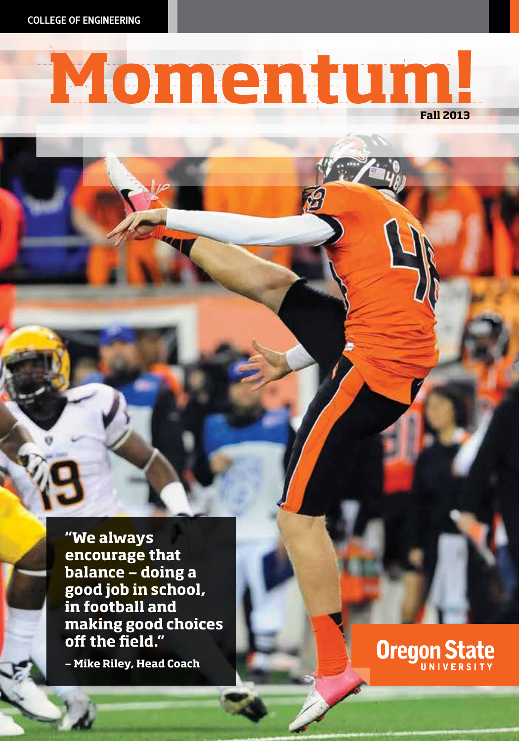COLLEGE OF ENGINEERING

# Momentum!

**Fall 2013**

**"We always encourage that balance – doing a good job in school, in football and making good choices off the field."**

**– Mike Riley, Head Coach**

Oregon State UNIVERSITY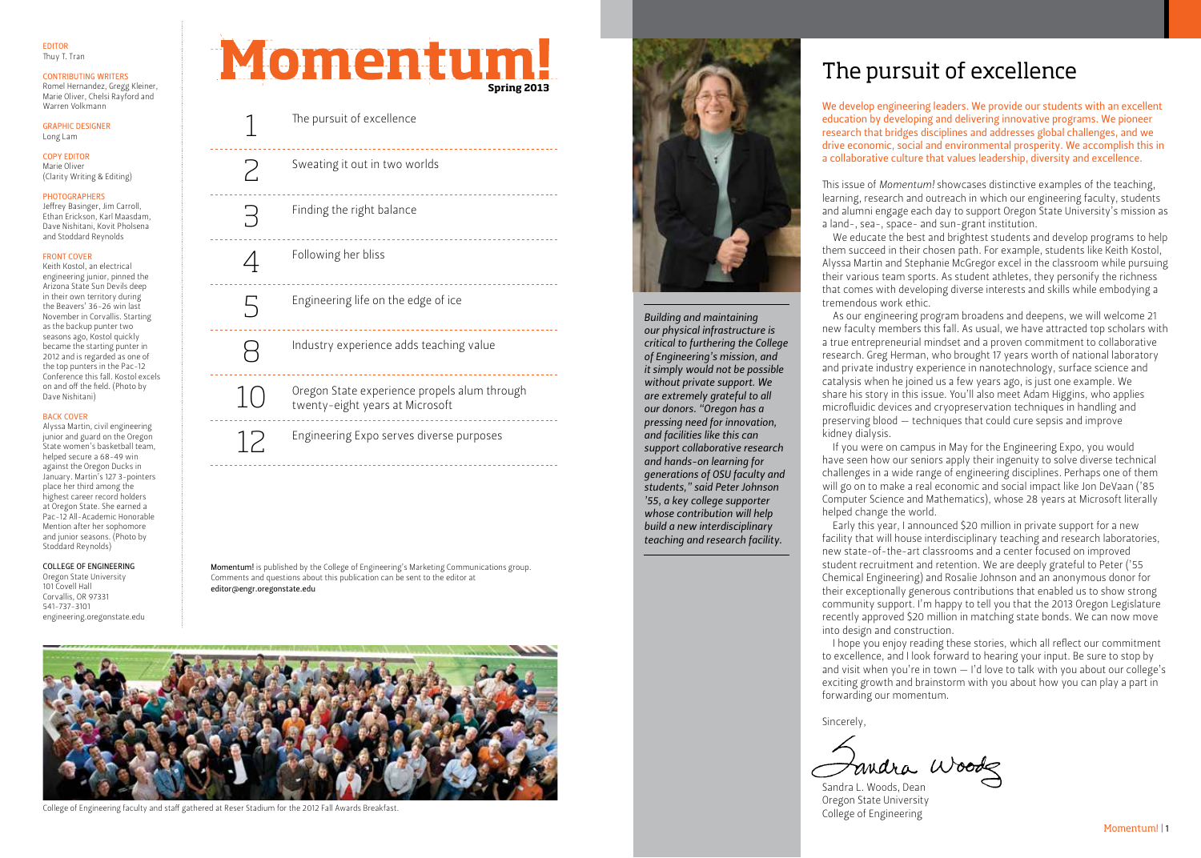EDITOR
Thuy T. Tran

CONTRIBUTING WRITERS
Romel Hernandez, Gregg Kleiner, Marie Oliver, Chelsi Rayford and Warren Volkmann

GRAPHIC DESIGNER
Long Lam

COPY EDITOR
Marie Oliver
(Clarity Writing & Editing)

PHOTOGRAPHERS
Jeffrey Basinger, Jim Carroll, Ethan Erickson, Karl Maasdam, Dave Nishitani, Kovit Pholsena and Stoddard Reynolds

FRONT COVER
Keith Kostol, an electrical engineering junior, pinned the Arizona State Sun Devils deep in their own territory during the Beavers' 36-26 win last November in Corvallis. Starting as the backup punter two seasons ago, Kostol quickly became the starting punter in 2012 and is regarded as one of the top punters in the Pac-12 Conference this fall. Kostol excels on and off the field. (Photo by Dave Nishitani)

BACK COVER
Alyssa Martin, civil engineering junior and guard on the Oregon State women's basketball team, helped secure a 68-49 win against the Oregon Ducks in January. Martin's 127 3-pointers place her third among the highest career record holders at Oregon State. She earned a Pac-12 All-Academic Honorable Mention after her sophomore and junior seasons. (Photo by Stoddard Reynolds)

COLLEGE OF ENGINEERING
Oregon State University
101 Covell Hall
Corvallis, OR 97331
541-737-3101
engineering.oregonstate.edu

# Momentum!

**Spring 2013**

| | |
|---|---|
| 1 | The pursuit of excellence |
| 2 | Sweating it out in two worlds |
| 3 | Finding the right balance |
| 4 | Following her bliss |
| 5 | Engineering life on the edge of ice |
| 8 | Industry experience adds teaching value |
| 10 | Oregon State experience propels alum through twenty-eight years at Microsoft |
| 12 | Engineering Expo serves diverse purposes |

**Momentum!** is published by the College of Engineering's Marketing Communications group. Comments and questions about this publication can be sent to the editor at editor@engr.oregonstate.edu

College of Engineering faculty and staff gathered at Reser Stadium for the 2012 Fall Awards Breakfast.

*Building and maintaining our physical infrastructure is critical to furthering the College of Engineering's mission, and it simply would not be possible without private support. We are extremely grateful to all our donors. "Oregon has a pressing need for innovation, and facilities like this can support collaborative research and hands-on learning for generations of OSU faculty and students," said Peter Johnson '55, a key college supporter whose contribution will help build a new interdisciplinary teaching and research facility.*

# The pursuit of excellence

We develop engineering leaders. We provide our students with an excellent education by developing and delivering innovative programs. We pioneer research that bridges disciplines and addresses global challenges, and we drive economic, social and environmental prosperity. We accomplish this in a collaborative culture that values leadership, diversity and excellence.

This issue of *Momentum!* showcases distinctive examples of the teaching, learning, research and outreach in which our engineering faculty, students and alumni engage each day to support Oregon State University's mission as a land-, sea-, space- and sun-grant institution.

We educate the best and brightest students and develop programs to help them succeed in their chosen path. For example, students like Keith Kostol, Alyssa Martin and Stephanie McGregor excel in the classroom while pursuing their various team sports. As student athletes, they personify the richness that comes with developing diverse interests and skills while embodying a tremendous work ethic.

As our engineering program broadens and deepens, we will welcome 21 new faculty members this fall. As usual, we have attracted top scholars with a true entrepreneurial mindset and a proven commitment to collaborative research. Greg Herman, who brought 17 years worth of national laboratory and private industry experience in nanotechnology, surface science and catalysis when he joined us a few years ago, is just one example. We share his story in this issue. You'll also meet Adam Higgins, who applies microfluidic devices and cryopreservation techniques in handling and preserving blood — techniques that could cure sepsis and improve kidney dialysis.

If you were on campus in May for the Engineering Expo, you would have seen how our seniors apply their ingenuity to solve diverse technical challenges in a wide range of engineering disciplines. Perhaps one of them will go on to make a real economic and social impact like Jon DeVaan ('85 Computer Science and Mathematics), whose 28 years at Microsoft literally helped change the world.

Early this year, I announced $20 million in private support for a new facility that will house interdisciplinary teaching and research laboratories, new state-of-the-art classrooms and a center focused on improved student recruitment and retention. We are deeply grateful to Peter ('55 Chemical Engineering) and Rosalie Johnson and an anonymous donor for their exceptionally generous contributions that enabled us to show strong community support. I'm happy to tell you that the 2013 Oregon Legislature recently approved $20 million in matching state bonds. We can now move into design and construction.

I hope you enjoy reading these stories, which all reflect our commitment to excellence, and I look forward to hearing your input. Be sure to stop by and visit when you're in town — I'd love to talk with you about our college's exciting growth and brainstorm with you about how you can play a part in forwarding our momentum.

Sincerely,

Sandra L. Woods, Dean
Oregon State University
College of Engineering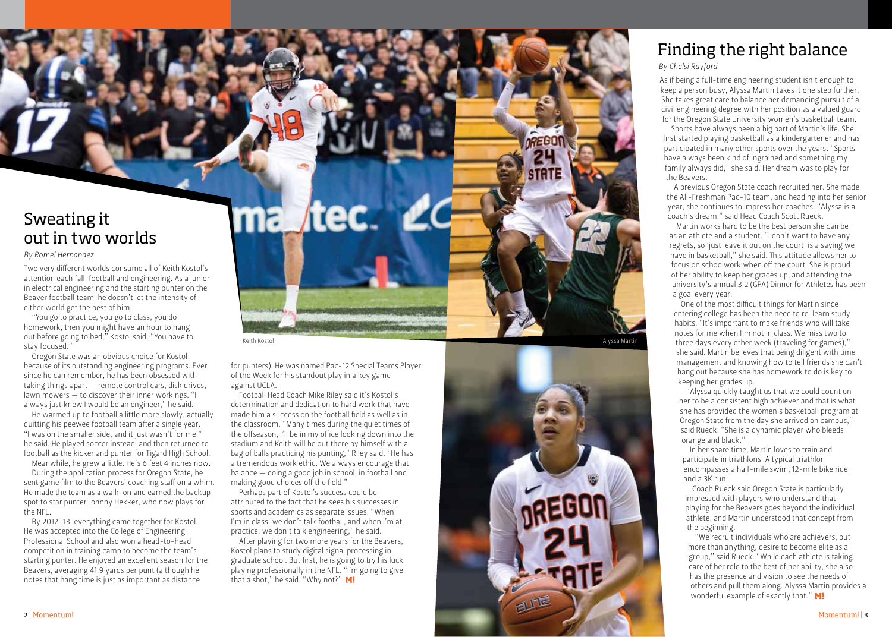## Sweating it out in two worlds

*By Romel Hernandez*

Two very different worlds consume all of Keith Kostol's attention each fall: football and engineering. As a junior in electrical engineering and the starting punter on the Beaver football team, he doesn't let the intensity of either world get the best of him.

"You go to practice, you go to class, you do homework, then you might have an hour to hang out before going to bed," Kostol said. "You have to stay focused."

Oregon State was an obvious choice for Kostol because of its outstanding engineering programs. Ever since he can remember, he has been obsessed with taking things apart — remote control cars, disk drives, lawn mowers — to discover their inner workings. "I always just knew I would be an engineer," he said.

He warmed up to football a little more slowly, actually quitting his peewee football team after a single year. "I was on the smaller side, and it just wasn't for me," he said. He played soccer instead, and then returned to football as the kicker and punter for Tigard High School.

Meanwhile, he grew a little. He's 6 feet 4 inches now.

During the application process for Oregon State, he sent game film to the Beavers' coaching staff on a whim. He made the team as a walk-on and earned the backup spot to star punter Johnny Hekker, who now plays for the NFL.

By 2012–13, everything came together for Kostol. He was accepted into the College of Engineering Professional School and also won a head-to-head competition in training camp to become the team's starting punter. He enjoyed an excellent season for the Beavers, averaging 41.9 yards per punt (although he notes that hang time is just as important as distance for punters). He was named Pac-12 Special Teams Player of the Week for his standout play in a key game against UCLA.

Football Head Coach Mike Riley said it's Kostol's determination and dedication to hard work that have made him a success on the football field as well as in the classroom. "Many times during the quiet times of the offseason, I'll be in my office looking down into the stadium and Keith will be out there by himself with a bag of balls practicing his punting," Riley said. "He has a tremendous work ethic. We always encourage that balance — doing a good job in school, in football and making good choices off the field."

Perhaps part of Kostol's success could be attributed to the fact that he sees his successes in sports and academics as separate issues. "When I'm in class, we don't talk football, and when I'm at practice, we don't talk engineering," he said.

After playing for two more years for the Beavers, Kostol plans to study digital signal processing in graduate school. But first, he is going to try his luck playing professionally in the NFL. "I'm going to give that a shot," he said. "Why not?" **M!**

Keith Kostol

Alyssa Martin

## Finding the right balance

*By Chelsi Rayford*

As if being a full-time engineering student isn't enough to keep a person busy, Alyssa Martin takes it one step further. She takes great care to balance her demanding pursuit of a civil engineering degree with her position as a valued guard for the Oregon State University women's basketball team.

Sports have always been a big part of Martin's life. She first started playing basketball as a kindergartener and has participated in many other sports over the years. "Sports have always been kind of ingrained and something my family always did," she said. Her dream was to play for the Beavers.

A previous Oregon State coach recruited her. She made the All-Freshman Pac-10 team, and heading into her senior year, she continues to impress her coaches. "Alyssa is a coach's dream," said Head Coach Scott Rueck.

Martin works hard to be the best person she can be as an athlete and a student. "I don't want to have any regrets, so 'just leave it out on the court' is a saying we have in basketball," she said. This attitude allows her to focus on schoolwork when off the court. She is proud of her ability to keep her grades up, and attending the university's annual 3.2 (GPA) Dinner for Athletes has been a goal every year.

One of the most difficult things for Martin since entering college has been the need to re-learn study habits. "It's important to make friends who will take notes for me when I'm not in class. We miss two to three days every other week (traveling for games)," she said. Martin believes that being diligent with time management and knowing how to tell friends she can't hang out because she has homework to do is key to keeping her grades up.

"Alyssa quickly taught us that we could count on her to be a consistent high achiever and that is what she has provided the women's basketball program at Oregon State from the day she arrived on campus," said Rueck. "She is a dynamic player who bleeds orange and black."

In her spare time, Martin loves to train and participate in triathlons. A typical triathlon encompasses a half-mile swim, 12-mile bike ride, and a 3K run.

Coach Rueck said Oregon State is particularly impressed with players who understand that playing for the Beavers goes beyond the individual athlete, and Martin understood that concept from the beginning.

"We recruit individuals who are achievers, but more than anything, desire to become elite as a group," said Rueck. "While each athlete is taking care of her role to the best of her ability, she also has the presence and vision to see the needs of others and pull them along. Alyssa Martin provides a wonderful example of exactly that." **M!**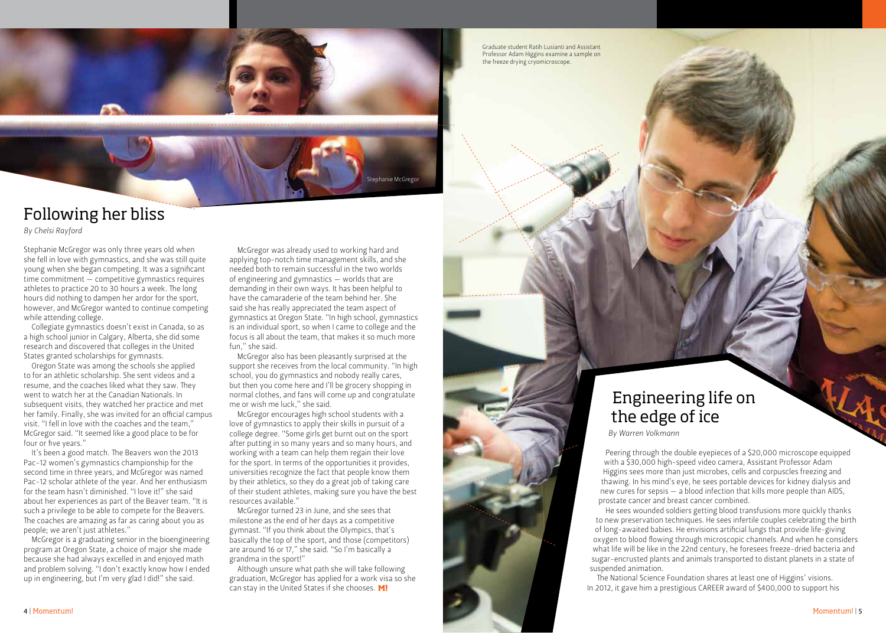Stephanie McGregor

# Following her bliss

*By Chelsi Rayford*

Stephanie McGregor was only three years old when she fell in love with gymnastics, and she was still quite young when she began competing. It was a significant time commitment — competitive gymnastics requires athletes to practice 20 to 30 hours a week. The long hours did nothing to dampen her ardor for the sport, however, and McGregor wanted to continue competing while attending college.

Collegiate gymnastics doesn't exist in Canada, so as a high school junior in Calgary, Alberta, she did some research and discovered that colleges in the United States granted scholarships for gymnasts.

Oregon State was among the schools she applied to for an athletic scholarship. She sent videos and a resume, and the coaches liked what they saw. They went to watch her at the Canadian Nationals. In subsequent visits, they watched her practice and met her family. Finally, she was invited for an official campus visit. "I fell in love with the coaches and the team," McGregor said. "It seemed like a good place to be for four or five years."

It's been a good match. The Beavers won the 2013 Pac-12 women's gymnastics championship for the second time in three years, and McGregor was named Pac-12 scholar athlete of the year. And her enthusiasm for the team hasn't diminished. "I love it!" she said about her experiences as part of the Beaver team. "It is such a privilege to be able to compete for the Beavers. The coaches are amazing as far as caring about you as people; we aren't just athletes."

McGregor is a graduating senior in the bioengineering program at Oregon State, a choice of major she made because she had always excelled in and enjoyed math and problem solving. "I don't exactly know how I ended up in engineering, but I'm very glad I did!" she said.

McGregor was already used to working hard and applying top-notch time management skills, and she needed both to remain successful in the two worlds of engineering and gymnastics — worlds that are demanding in their own ways. It has been helpful to have the camaraderie of the team behind her. She said she has really appreciated the team aspect of gymnastics at Oregon State. "In high school, gymnastics is an individual sport, so when I came to college and the focus is all about the team, that makes it so much more fun," she said.

McGregor also has been pleasantly surprised at the support she receives from the local community. "In high school, you do gymnastics and nobody really cares, but then you come here and I'll be grocery shopping in normal clothes, and fans will come up and congratulate me or wish me luck," she said.

McGregor encourages high school students with a love of gymnastics to apply their skills in pursuit of a college degree. "Some girls get burnt out on the sport after putting in so many years and so many hours, and working with a team can help them regain their love for the sport. In terms of the opportunities it provides, universities recognize the fact that people know them by their athletics, so they do a great job of taking care of their student athletes, making sure you have the best resources available."

McGregor turned 23 in June, and she sees that milestone as the end of her days as a competitive gymnast. "If you think about the Olympics, that's basically the top of the sport, and those (competitors) are around 16 or 17," she said. "So I'm basically a grandma in the sport!"

Although unsure what path she will take following graduation, McGregor has applied for a work visa so she can stay in the United States if she chooses. **M!**

Graduate student Ratih Lusianti and Assistant Professor Adam Higgins examine a sample on the freeze drying cryomicroscope.

# Engineering life on the edge of ice

*By Warren Volkmann*

Peering through the double eyepieces of a $20,000 microscope equipped with a $30,000 high-speed video camera, Assistant Professor Adam Higgins sees more than just microbes, cells and corpuscles freezing and thawing. In his mind's eye, he sees portable devices for kidney dialysis and new cures for sepsis — a blood infection that kills more people than AIDS, prostate cancer and breast cancer combined.

He sees wounded soldiers getting blood transfusions more quickly thanks to new preservation techniques. He sees infertile couples celebrating the birth of long-awaited babies. He envisions artificial lungs that provide life-giving oxygen to blood flowing through microscopic channels. And when he considers what life will be like in the 22nd century, he foresees freeze-dried bacteria and sugar-encrusted plants and animals transported to distant planets in a state of suspended animation.

The National Science Foundation shares at least one of Higgins' visions. In 2012, it gave him a prestigious CAREER award of $400,000 to support his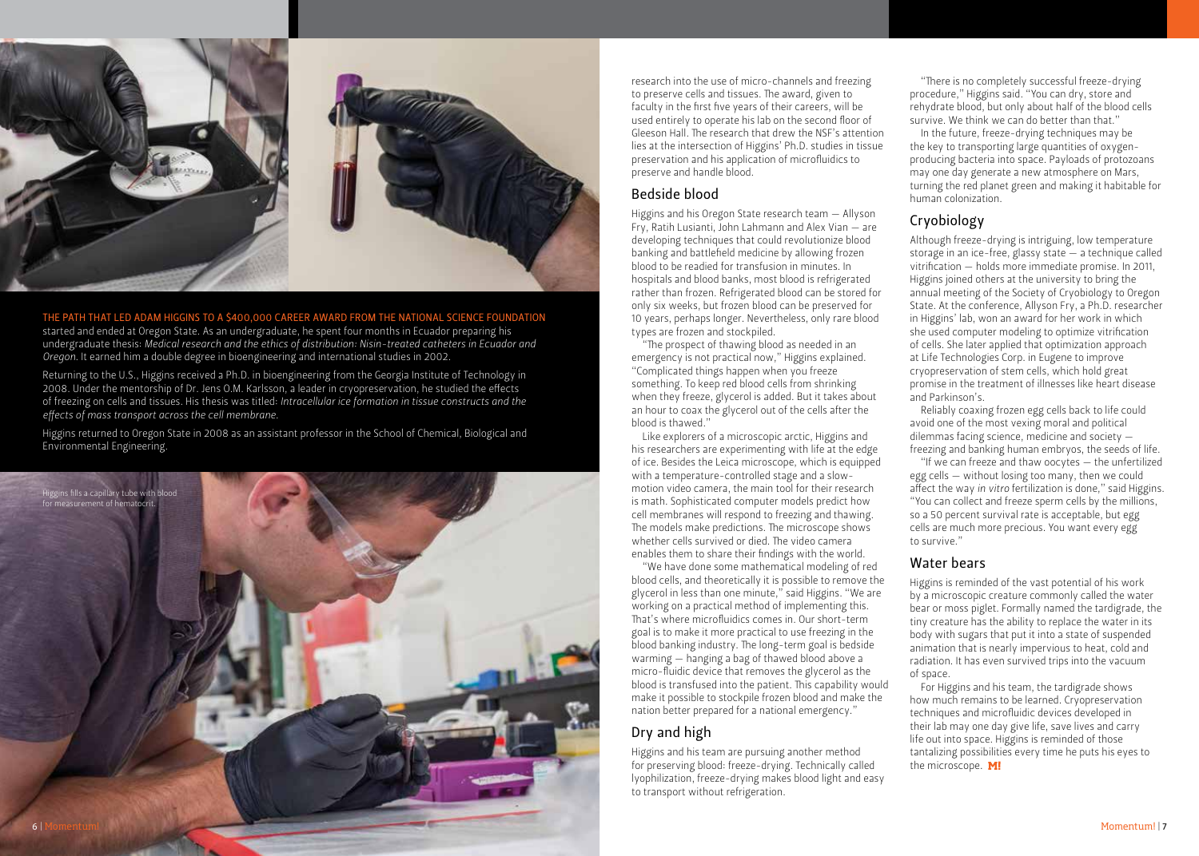THE PATH THAT LED ADAM HIGGINS TO A $400,000 CAREER AWARD FROM THE NATIONAL SCIENCE FOUNDATION started and ended at Oregon State. As an undergraduate, he spent four months in Ecuador preparing his undergraduate thesis: *Medical research and the ethics of distribution: Nisin-treated catheters in Ecuador and Oregon.* It earned him a double degree in bioengineering and international studies in 2002.

Returning to the U.S., Higgins received a Ph.D. in bioengineering from the Georgia Institute of Technology in 2008. Under the mentorship of Dr. Jens O.M. Karlsson, a leader in cryopreservation, he studied the effects of freezing on cells and tissues. His thesis was titled: *Intracellular ice formation in tissue constructs and the effects of mass transport across the cell membrane.*

Higgins returned to Oregon State in 2008 as an assistant professor in the School of Chemical, Biological and Environmental Engineering.

Higgins fills a capillary tube with blood for measurement of hematocrit.

research into the use of micro-channels and freezing to preserve cells and tissues. The award, given to faculty in the first five years of their careers, will be used entirely to operate his lab on the second floor of Gleeson Hall. The research that drew the NSF's attention lies at the intersection of Higgins' Ph.D. studies in tissue preservation and his application of microfluidics to preserve and handle blood.

## Bedside blood

Higgins and his Oregon State research team — Allyson Fry, Ratih Lusianti, John Lahmann and Alex Vian — are developing techniques that could revolutionize blood banking and battlefield medicine by allowing frozen blood to be readied for transfusion in minutes. In hospitals and blood banks, most blood is refrigerated rather than frozen. Refrigerated blood can be stored for only six weeks, but frozen blood can be preserved for 10 years, perhaps longer. Nevertheless, only rare blood types are frozen and stockpiled.

"The prospect of thawing blood as needed in an emergency is not practical now," Higgins explained. "Complicated things happen when you freeze something. To keep red blood cells from shrinking when they freeze, glycerol is added. But it takes about an hour to coax the glycerol out of the cells after the blood is thawed."

Like explorers of a microscopic arctic, Higgins and his researchers are experimenting with life at the edge of ice. Besides the Leica microscope, which is equipped with a temperature-controlled stage and a slow-motion video camera, the main tool for their research is math. Sophisticated computer models predict how cell membranes will respond to freezing and thawing. The models make predictions. The microscope shows whether cells survived or died. The video camera enables them to share their findings with the world.

"We have done some mathematical modeling of red blood cells, and theoretically it is possible to remove the glycerol in less than one minute," said Higgins. "We are working on a practical method of implementing this. That's where microfluidics comes in. Our short-term goal is to make it more practical to use freezing in the blood banking industry. The long-term goal is bedside warming — hanging a bag of thawed blood above a micro-fluidic device that removes the glycerol as the blood is transfused into the patient. This capability would make it possible to stockpile frozen blood and make the nation better prepared for a national emergency."

## Dry and high

Higgins and his team are pursuing another method for preserving blood: freeze-drying. Technically called lyophilization, freeze-drying makes blood light and easy to transport without refrigeration.

"There is no completely successful freeze-drying procedure," Higgins said. "You can dry, store and rehydrate blood, but only about half of the blood cells survive. We think we can do better than that."

In the future, freeze-drying techniques may be the key to transporting large quantities of oxygen-producing bacteria into space. Payloads of protozoans may one day generate a new atmosphere on Mars, turning the red planet green and making it habitable for human colonization.

## Cryobiology

Although freeze-drying is intriguing, low temperature storage in an ice-free, glassy state — a technique called vitrification — holds more immediate promise. In 2011, Higgins joined others at the university to bring the annual meeting of the Society of Cryobiology to Oregon State. At the conference, Allyson Fry, a Ph.D. researcher in Higgins' lab, won an award for her work in which she used computer modeling to optimize vitrification of cells. She later applied that optimization approach at Life Technologies Corp. in Eugene to improve cryopreservation of stem cells, which hold great promise in the treatment of illnesses like heart disease and Parkinson's.

Reliably coaxing frozen egg cells back to life could avoid one of the most vexing moral and political dilemmas facing science, medicine and society — freezing and banking human embryos, the seeds of life.

"If we can freeze and thaw oocytes — the unfertilized egg cells — without losing too many, then we could affect the way *in vitro* fertilization is done," said Higgins. "You can collect and freeze sperm cells by the millions, so a 50 percent survival rate is acceptable, but egg cells are much more precious. You want every egg to survive."

## Water bears

Higgins is reminded of the vast potential of his work by a microscopic creature commonly called the water bear or moss piglet. Formally named the tardigrade, the tiny creature has the ability to replace the water in its body with sugars that put it into a state of suspended animation that is nearly impervious to heat, cold and radiation. It has even survived trips into the vacuum of space.

For Higgins and his team, the tardigrade shows how much remains to be learned. Cryopreservation techniques and microfluidic devices developed in their lab may one day give life, save lives and carry life out into space. Higgins is reminded of those tantalizing possibilities every time he puts his eyes to the microscope. **M!**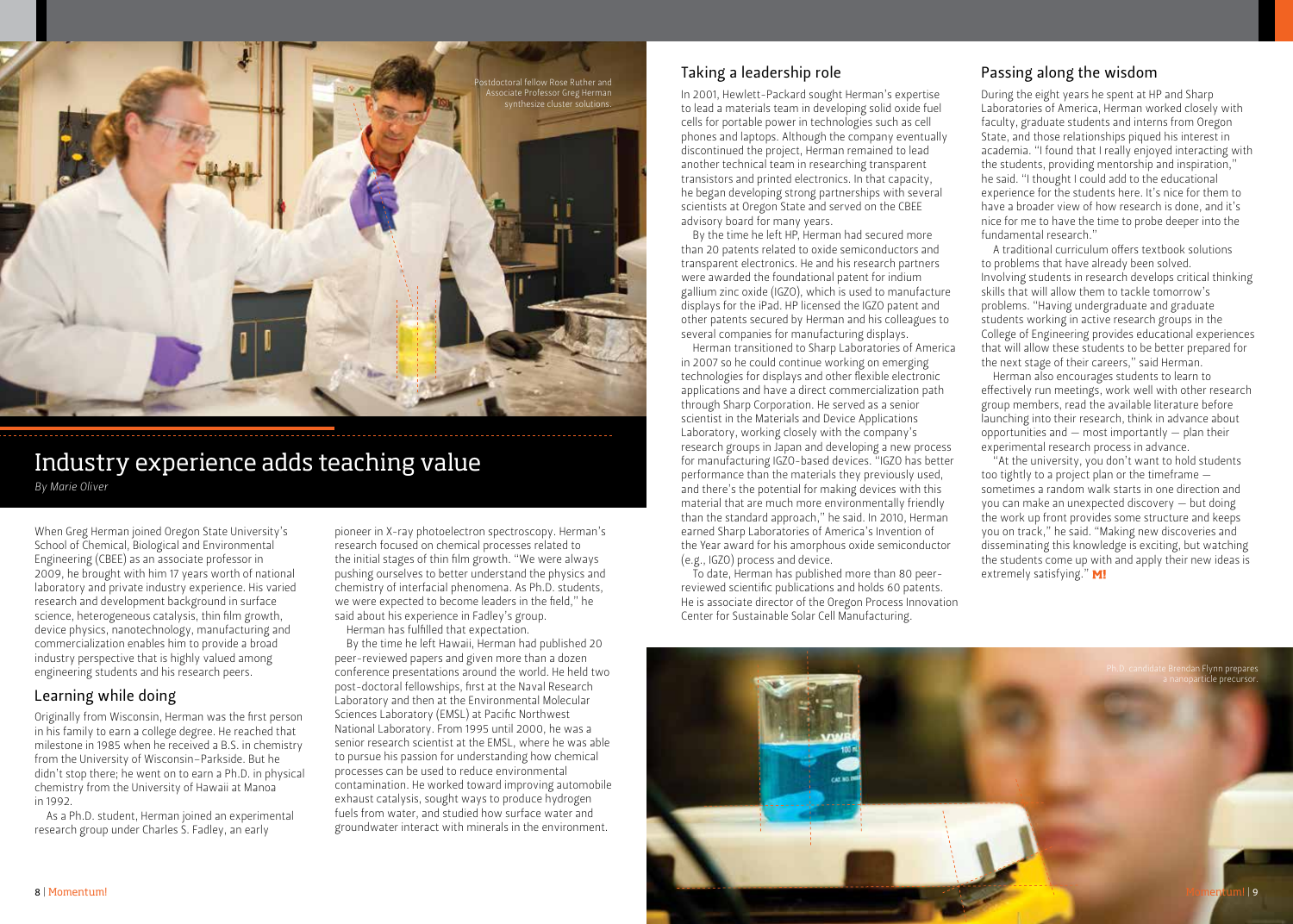Postdoctoral fellow Rose Ruther and Associate Professor Greg Herman synthesize cluster solutions.

# Industry experience adds teaching value

*By Marie Oliver*

When Greg Herman joined Oregon State University's School of Chemical, Biological and Environmental Engineering (CBEE) as an associate professor in 2009, he brought with him 17 years worth of national laboratory and private industry experience. His varied research and development background in surface science, heterogeneous catalysis, thin film growth, device physics, nanotechnology, manufacturing and commercialization enables him to provide a broad industry perspective that is highly valued among engineering students and his research peers.

## Learning while doing

Originally from Wisconsin, Herman was the first person in his family to earn a college degree. He reached that milestone in 1985 when he received a B.S. in chemistry from the University of Wisconsin–Parkside. But he didn't stop there; he went on to earn a Ph.D. in physical chemistry from the University of Hawaii at Manoa in 1992.

As a Ph.D. student, Herman joined an experimental research group under Charles S. Fadley, an early pioneer in X-ray photoelectron spectroscopy. Herman's research focused on chemical processes related to the initial stages of thin film growth. "We were always pushing ourselves to better understand the physics and chemistry of interfacial phenomena. As Ph.D. students, we were expected to become leaders in the field," he said about his experience in Fadley's group.

Herman has fulfilled that expectation.

By the time he left Hawaii, Herman had published 20 peer-reviewed papers and given more than a dozen conference presentations around the world. He held two post-doctoral fellowships, first at the Naval Research Laboratory and then at the Environmental Molecular Sciences Laboratory (EMSL) at Pacific Northwest National Laboratory. From 1995 until 2000, he was a senior research scientist at the EMSL, where he was able to pursue his passion for understanding how chemical processes can be used to reduce environmental contamination. He worked toward improving automobile exhaust catalysis, sought ways to produce hydrogen fuels from water, and studied how surface water and groundwater interact with minerals in the environment.

## Taking a leadership role

In 2001, Hewlett-Packard sought Herman's expertise to lead a materials team in developing solid oxide fuel cells for portable power in technologies such as cell phones and laptops. Although the company eventually discontinued the project, Herman remained to lead another technical team in researching transparent transistors and printed electronics. In that capacity, he began developing strong partnerships with several scientists at Oregon State and served on the CBEE advisory board for many years.

By the time he left HP, Herman had secured more than 20 patents related to oxide semiconductors and transparent electronics. He and his research partners were awarded the foundational patent for indium gallium zinc oxide (IGZO), which is used to manufacture displays for the iPad. HP licensed the IGZO patent and other patents secured by Herman and his colleagues to several companies for manufacturing displays.

Herman transitioned to Sharp Laboratories of America in 2007 so he could continue working on emerging technologies for displays and other flexible electronic applications and have a direct commercialization path through Sharp Corporation. He served as a senior scientist in the Materials and Device Applications Laboratory, working closely with the company's research groups in Japan and developing a new process for manufacturing IGZO-based devices. "IGZO has better performance than the materials they previously used, and there's the potential for making devices with this material that are much more environmentally friendly than the standard approach," he said. In 2010, Herman earned Sharp Laboratories of America's Invention of the Year award for his amorphous oxide semiconductor (e.g., IGZO) process and device.

To date, Herman has published more than 80 peer-reviewed scientific publications and holds 60 patents. He is associate director of the Oregon Process Innovation Center for Sustainable Solar Cell Manufacturing.

## Passing along the wisdom

During the eight years he spent at HP and Sharp Laboratories of America, Herman worked closely with faculty, graduate students and interns from Oregon State, and those relationships piqued his interest in academia. "I found that I really enjoyed interacting with the students, providing mentorship and inspiration," he said. "I thought I could add to the educational experience for the students here. It's nice for them to have a broader view of how research is done, and it's nice for me to have the time to probe deeper into the fundamental research."

A traditional curriculum offers textbook solutions to problems that have already been solved. Involving students in research develops critical thinking skills that will allow them to tackle tomorrow's problems. "Having undergraduate and graduate students working in active research groups in the College of Engineering provides educational experiences that will allow these students to be better prepared for the next stage of their careers," said Herman.

Herman also encourages students to learn to effectively run meetings, work well with other research group members, read the available literature before launching into their research, think in advance about opportunities and — most importantly — plan their experimental research process in advance.

"At the university, you don't want to hold students too tightly to a project plan or the timeframe — sometimes a random walk starts in one direction and you can make an unexpected discovery — but doing the work up front provides some structure and keeps you on track," he said. "Making new discoveries and disseminating this knowledge is exciting, but watching the students come up with and apply their new ideas is extremely satisfying." **M!**

Ph.D. candidate Brendan Flynn prepares a nanoparticle precursor.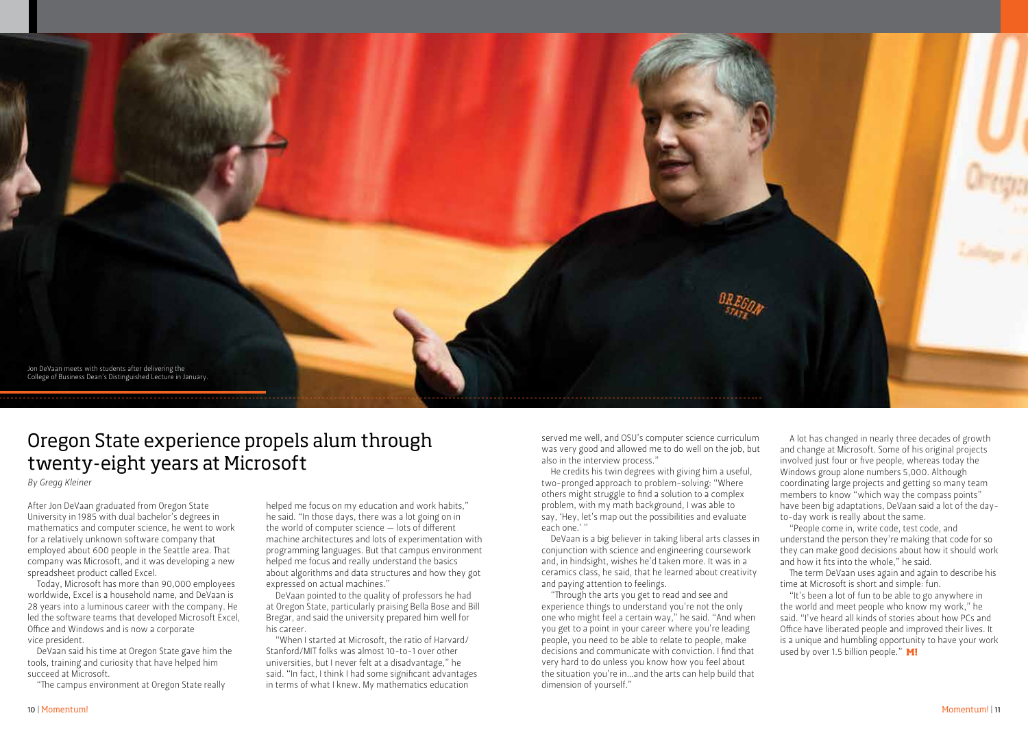Jon DeVaan meets with students after delivering the College of Business Dean's Distinguished Lecture in January.

# Oregon State experience propels alum through twenty-eight years at Microsoft

*By Gregg Kleiner*

After Jon DeVaan graduated from Oregon State University in 1985 with dual bachelor's degrees in mathematics and computer science, he went to work for a relatively unknown software company that employed about 600 people in the Seattle area. That company was Microsoft, and it was developing a new spreadsheet product called Excel.

Today, Microsoft has more than 90,000 employees worldwide, Excel is a household name, and DeVaan is 28 years into a luminous career with the company. He led the software teams that developed Microsoft Excel, Office and Windows and is now a corporate vice president.

DeVaan said his time at Oregon State gave him the tools, training and curiosity that have helped him succeed at Microsoft.

"The campus environment at Oregon State really helped me focus on my education and work habits," he said. "In those days, there was a lot going on in the world of computer science — lots of different machine architectures and lots of experimentation with programming languages. But that campus environment helped me focus and really understand the basics about algorithms and data structures and how they got expressed on actual machines."

DeVaan pointed to the quality of professors he had at Oregon State, particularly praising Bella Bose and Bill Bregar, and said the university prepared him well for his career.

"When I started at Microsoft, the ratio of Harvard/Stanford/MIT folks was almost 10-to-1 over other universities, but I never felt at a disadvantage," he said. "In fact, I think I had some significant advantages in terms of what I knew. My mathematics education served me well, and OSU's computer science curriculum was very good and allowed me to do well on the job, but also in the interview process."

He credits his twin degrees with giving him a useful, two-pronged approach to problem-solving: "Where others might struggle to find a solution to a complex problem, with my math background, I was able to say, 'Hey, let's map out the possibilities and evaluate each one.' "

DeVaan is a big believer in taking liberal arts classes in conjunction with science and engineering coursework and, in hindsight, wishes he'd taken more. It was in a ceramics class, he said, that he learned about creativity and paying attention to feelings.

"Through the arts you get to read and see and experience things to understand you're not the only one who might feel a certain way," he said. "And when you get to a point in your career where you're leading people, you need to be able to relate to people, make decisions and communicate with conviction. I find that very hard to do unless you know how you feel about the situation you're in…and the arts can help build that dimension of yourself."

A lot has changed in nearly three decades of growth and change at Microsoft. Some of his original projects involved just four or five people, whereas today the Windows group alone numbers 5,000. Although coordinating large projects and getting so many team members to know "which way the compass points" have been big adaptations, DeVaan said a lot of the day-to-day work is really about the same.

"People come in, write code, test code, and understand the person they're making that code for so they can make good decisions about how it should work and how it fits into the whole," he said.

The term DeVaan uses again and again to describe his time at Microsoft is short and simple: fun.

"It's been a lot of fun to be able to go anywhere in the world and meet people who know my work," he said. "I've heard all kinds of stories about how PCs and Office have liberated people and improved their lives. It is a unique and humbling opportunity to have your work used by over 1.5 billion people." **M!**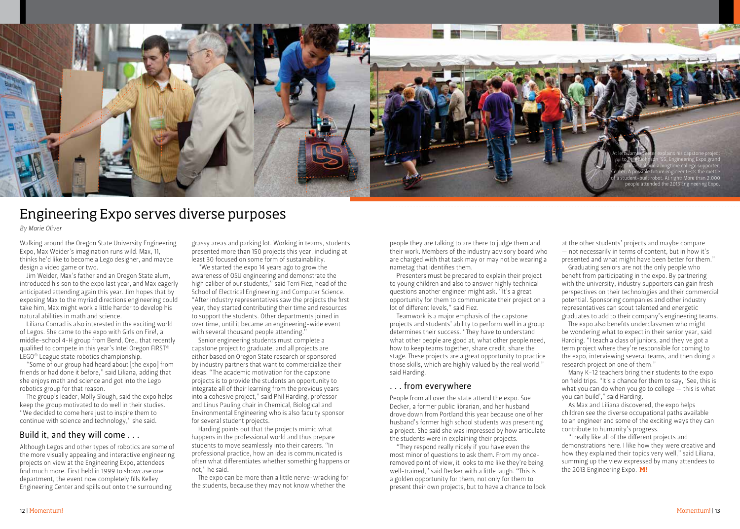At left: James Teeter explains his capstone project to Peter Johnson '55, Engineering Expo grand marshal and a longtime college supporter. Center: A possible future engineer tests the mettle of a student-built robot. At right: More than 2,000 people attended the 2013 Engineering Expo.

# Engineering Expo serves diverse purposes

*By Marie Oliver*

Walking around the Oregon State University Engineering Expo, Max Weider's imagination runs wild. Max, 11, thinks he'd like to become a Lego designer, and maybe design a video game or two.

Jim Weider, Max's father and an Oregon State alum, introduced his son to the expo last year, and Max eagerly anticipated attending again this year. Jim hopes that by exposing Max to the myriad directions engineering could take him, Max might work a little harder to develop his natural abilities in math and science.

Liliana Conrad is also interested in the exciting world of Legos. She came to the expo with Girls on Fire!, a middle-school 4-H group from Bend, Ore., that recently qualified to compete in this year's Intel Oregon FIRST® LEGO® League state robotics championship.

"Some of our group had heard about [the expo] from friends or had done it before," said Liliana, adding that she enjoys math and science and got into the Lego robotics group for that reason.

The group's leader, Molly Slough, said the expo helps keep the group motivated to do well in their studies. "We decided to come here just to inspire them to continue with science and technology," she said.

## Build it, and they will come . . .

Although Legos and other types of robotics are some of the more visually appealing and interactive engineering projects on view at the Engineering Expo, attendees find much more. First held in 1999 to showcase one department, the event now completely fills Kelley Engineering Center and spills out onto the surrounding grassy areas and parking lot. Working in teams, students presented more than 150 projects this year, including at least 30 focused on some form of sustainability.

"We started the expo 14 years ago to grow the awareness of OSU engineering and demonstrate the high caliber of our students," said Terri Fiez, head of the School of Electrical Engineering and Computer Science. "After industry representatives saw the projects the first year, they started contributing their time and resources to support the students. Other departments joined in over time, until it became an engineering-wide event with several thousand people attending."

Senior engineering students must complete a capstone project to graduate, and all projects are either based on Oregon State research or sponsored by industry partners that want to commercialize their ideas. "The academic motivation for the capstone projects is to provide the students an opportunity to integrate all of their learning from the previous years into a cohesive project," said Phil Harding, professor and Linus Pauling chair in Chemical, Biological and Environmental Engineering who is also faculty sponsor for several student projects.

Harding points out that the projects mimic what happens in the professional world and thus prepare students to move seamlessly into their careers. "In professional practice, how an idea is communicated is often what differentiates whether something happens or not," he said.

The expo can be more than a little nerve-wracking for the students, because they may not know whether the people they are talking to are there to judge them and their work. Members of the industry advisory board who are charged with that task may or may not be wearing a nametag that identifies them.

Presenters must be prepared to explain their project to young children and also to answer highly technical questions another engineer might ask. "It's a great opportunity for them to communicate their project on a lot of different levels," said Fiez.

Teamwork is a major emphasis of the capstone projects and students' ability to perform well in a group determines their success. "They have to understand what other people are good at, what other people need, how to keep teams together, share credit, share the stage. These projects are a great opportunity to practice those skills, which are highly valued by the real world," said Harding.

## . . . from everywhere

People from all over the state attend the expo. Sue Decker, a former public librarian, and her husband drove down from Portland this year because one of her husband's former high school students was presenting a project. She said she was impressed by how articulate the students were in explaining their projects.

"They respond really nicely if you have even the most minor of questions to ask them. From my once-removed point of view, it looks to me like they're being well-trained," said Decker with a little laugh. "This is a golden opportunity for them, not only for them to present their own projects, but to have a chance to look at the other students' projects and maybe compare — not necessarily in terms of content, but in how it's presented and what might have been better for them."

Graduating seniors are not the only people who benefit from participating in the expo. By partnering with the university, industry supporters can gain fresh perspectives on their technologies and their commercial potential. Sponsoring companies and other industry representatives can scout talented and energetic graduates to add to their company's engineering teams.

The expo also benefits underclassmen who might be wondering what to expect in their senior year, said Harding. "I teach a class of juniors, and they've got a term project where they're responsible for coming to the expo, interviewing several teams, and then doing a research project on one of them."

Many K-12 teachers bring their students to the expo on field trips. "It's a chance for them to say, 'See, this is what you can do when you go to college — this is what you can build'," said Harding.

As Max and Liliana discovered, the expo helps children see the diverse occupational paths available to an engineer and some of the exciting ways they can contribute to humanity's progress.

"I really like all of the different projects and demonstrations here. I like how they were creative and how they explained their topics very well," said Liliana, summing up the view expressed by many attendees to the 2013 Engineering Expo. **M!**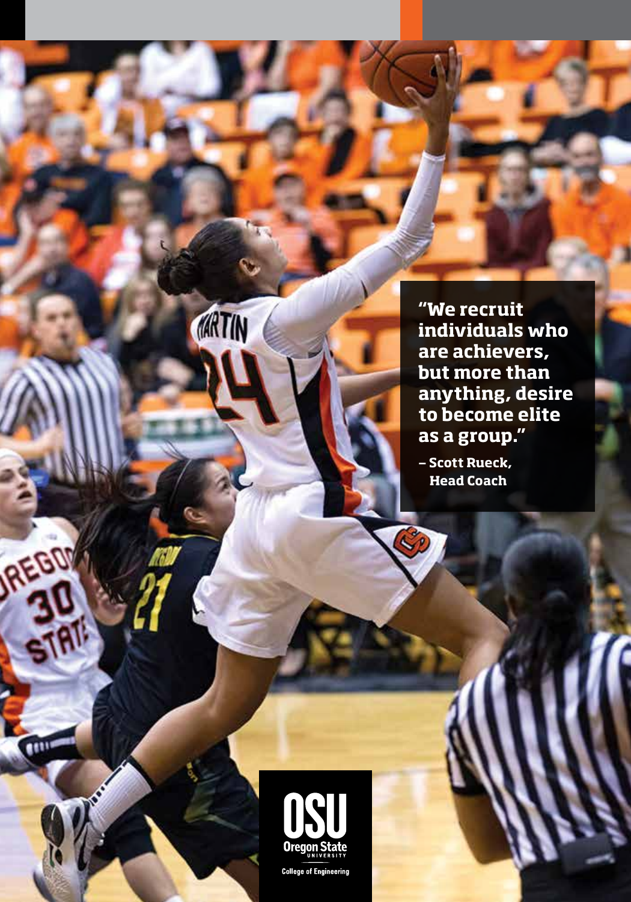**"We recruit individuals who are achievers, but more than anything, desire to become elite as a group."**

**– Scott Rueck, Head Coach**

OSU
Oregon State University
College of Engineering